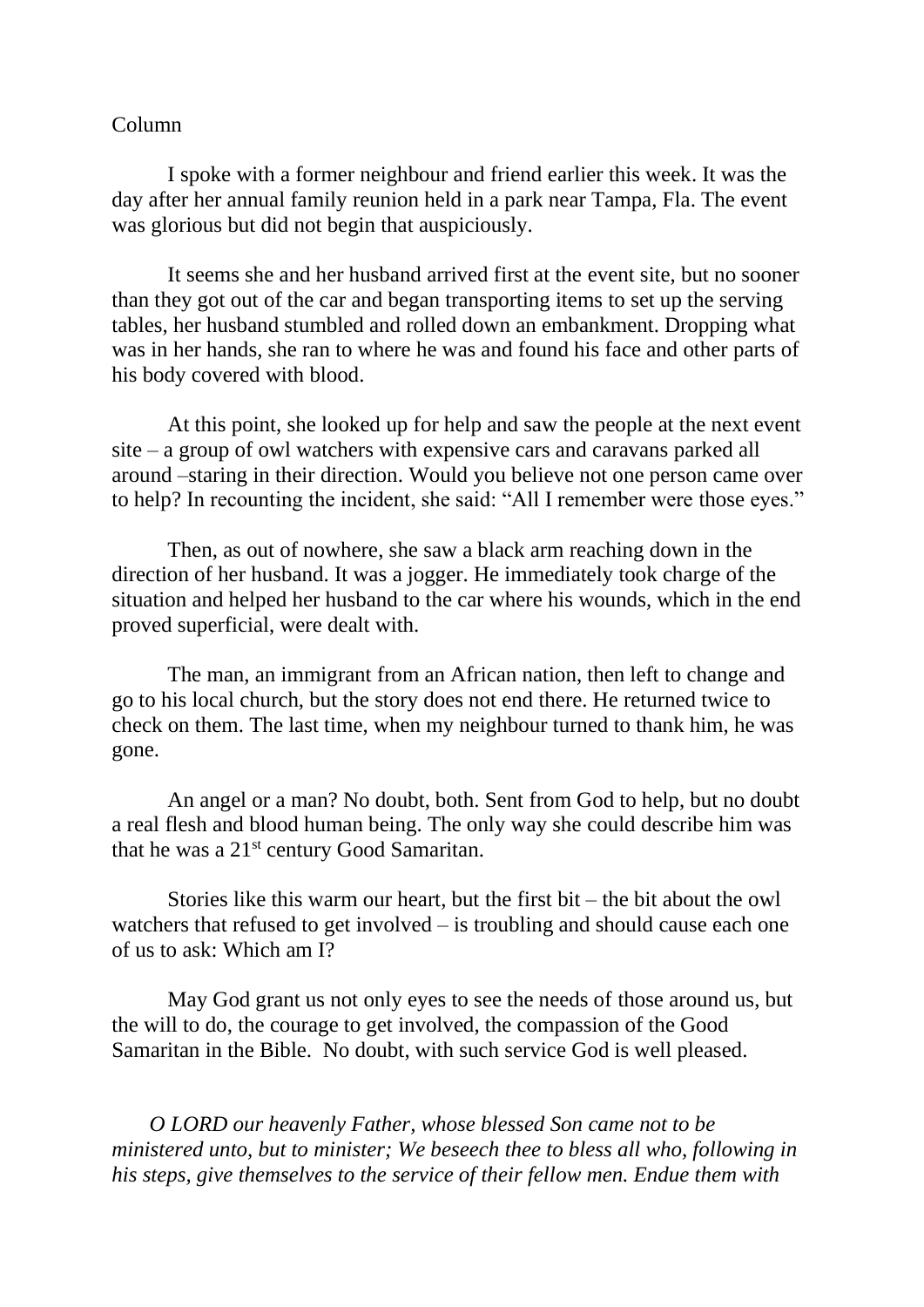Column

I spoke with a former neighbour and friend earlier this week. It was the day after her annual family reunion held in a park near Tampa, Fla. The event was glorious but did not begin that auspiciously.

It seems she and her husband arrived first at the event site, but no sooner than they got out of the car and began transporting items to set up the serving tables, her husband stumbled and rolled down an embankment. Dropping what was in her hands, she ran to where he was and found his face and other parts of his body covered with blood.

At this point, she looked up for help and saw the people at the next event site – a group of owl watchers with expensive cars and caravans parked all around –staring in their direction. Would you believe not one person came over to help? In recounting the incident, she said: "All I remember were those eyes."

Then, as out of nowhere, she saw a black arm reaching down in the direction of her husband. It was a jogger. He immediately took charge of the situation and helped her husband to the car where his wounds, which in the end proved superficial, were dealt with.

The man, an immigrant from an African nation, then left to change and go to his local church, but the story does not end there. He returned twice to check on them. The last time, when my neighbour turned to thank him, he was gone.

An angel or a man? No doubt, both. Sent from God to help, but no doubt a real flesh and blood human being. The only way she could describe him was that he was a 21st century Good Samaritan.

Stories like this warm our heart, but the first bit – the bit about the owl watchers that refused to get involved – is troubling and should cause each one of us to ask: Which am I?

May God grant us not only eyes to see the needs of those around us, but the will to do, the courage to get involved, the compassion of the Good Samaritan in the Bible. No doubt, with such service God is well pleased.

*O LORD our heavenly Father, whose blessed Son came not to be ministered unto, but to minister; We beseech thee to bless all who, following in his steps, give themselves to the service of their fellow men. Endue them with*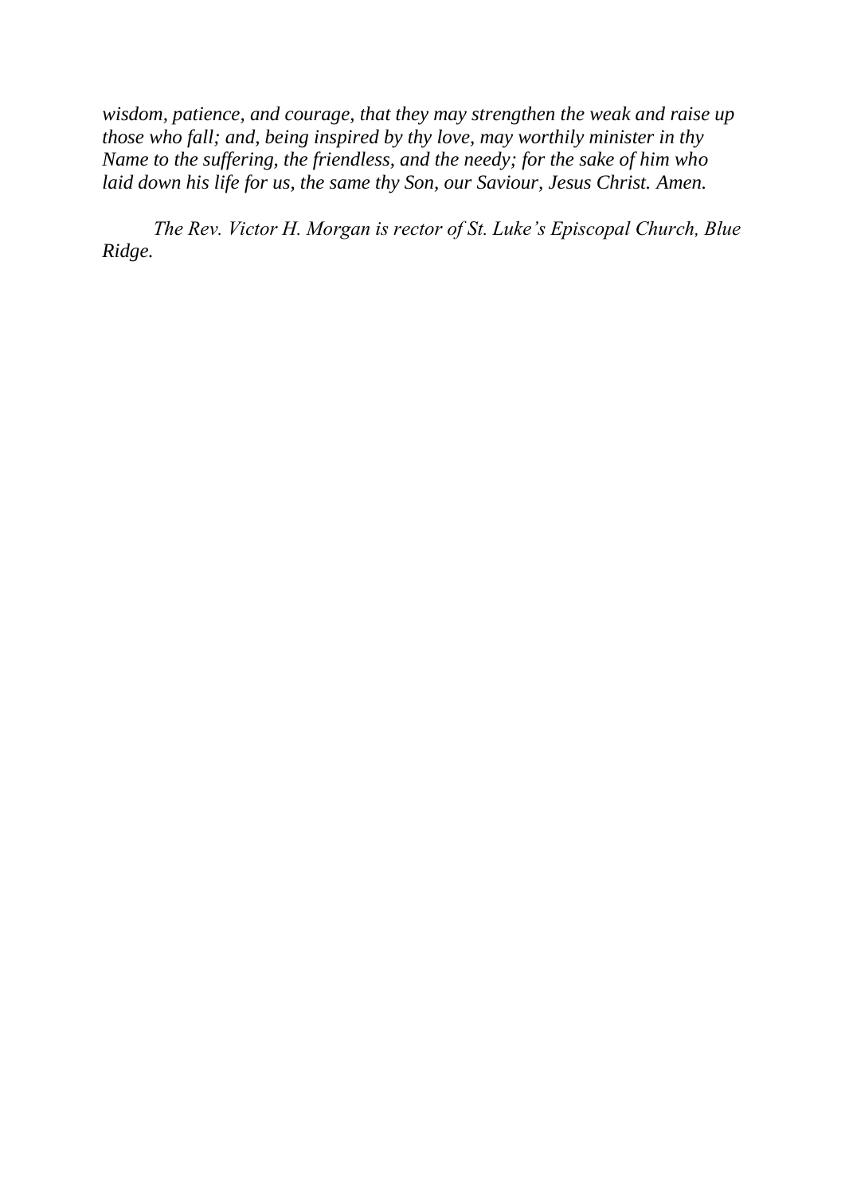*wisdom, patience, and courage, that they may strengthen the weak and raise up those who fall; and, being inspired by thy love, may worthily minister in thy Name to the suffering, the friendless, and the needy; for the sake of him who laid down his life for us, the same thy Son, our Saviour, Jesus Christ. Amen.*

*The Rev. Victor H. Morgan is rector of St. Luke's Episcopal Church, Blue Ridge.*